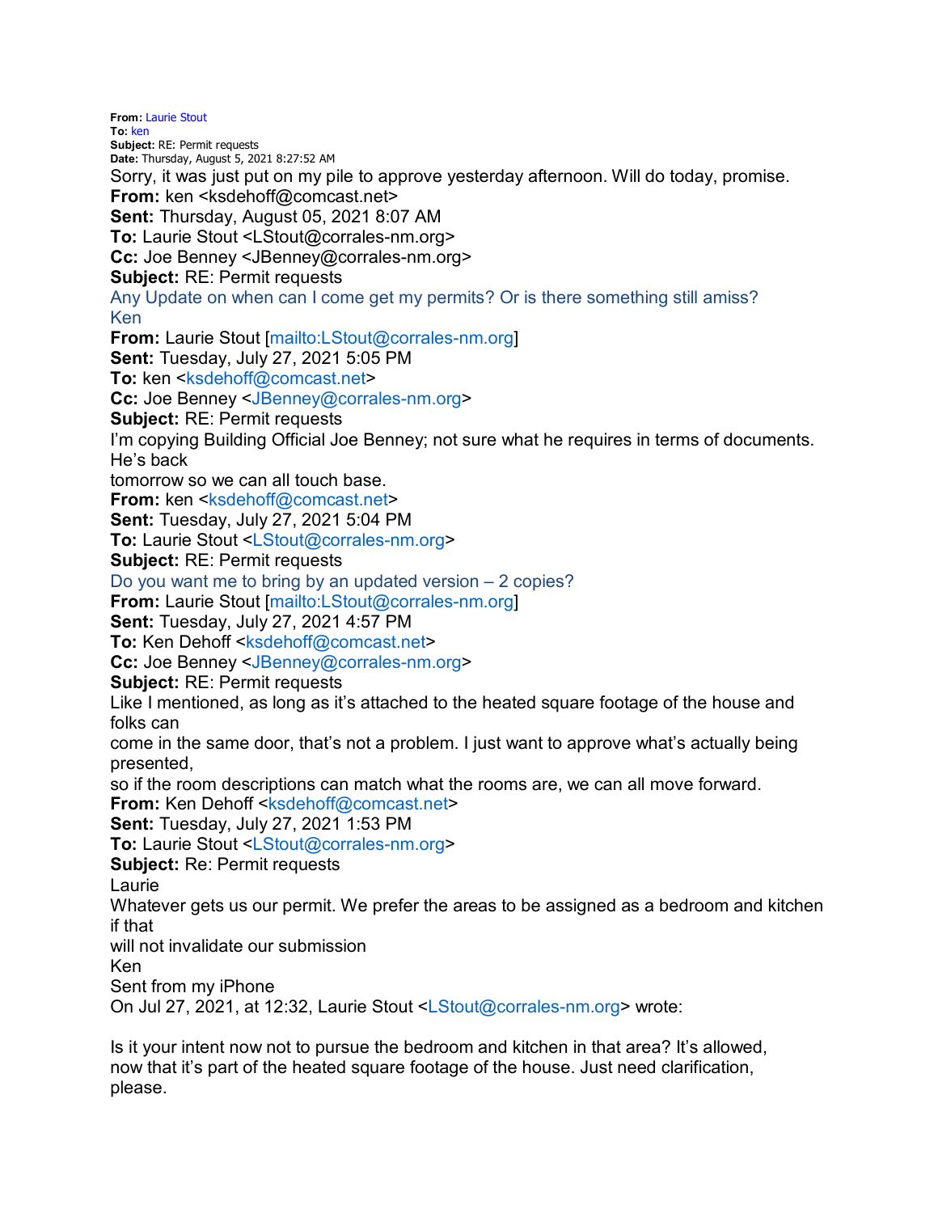**From:** Laurie Stout
**To:** ken
**Subject:** RE: Permit requests
**Date:** Thursday, August 5, 2021 8:27:52 AM

Sorry, it was just put on my pile to approve yesterday afternoon. Will do today, promise.

**From:** ken <ksdehoff@comcast.net>
**Sent:** Thursday, August 05, 2021 8:07 AM
**To:** Laurie Stout <LStout@corrales-nm.org>
**Cc:** Joe Benney <JBenney@corrales-nm.org>
**Subject:** RE: Permit requests

Any Update on when can I come get my permits? Or is there something still amiss?
Ken

**From:** Laurie Stout [mailto:LStout@corrales-nm.org]
**Sent:** Tuesday, July 27, 2021 5:05 PM
**To:** ken <ksdehoff@comcast.net>
**Cc:** Joe Benney <JBenney@corrales-nm.org>
**Subject:** RE: Permit requests

I'm copying Building Official Joe Benney; not sure what he requires in terms of documents. He's back
tomorrow so we can all touch base.

**From:** ken <ksdehoff@comcast.net>
**Sent:** Tuesday, July 27, 2021 5:04 PM
**To:** Laurie Stout <LStout@corrales-nm.org>
**Subject:** RE: Permit requests

Do you want me to bring by an updated version – 2 copies?

**From:** Laurie Stout [mailto:LStout@corrales-nm.org]
**Sent:** Tuesday, July 27, 2021 4:57 PM
**To:** Ken Dehoff <ksdehoff@comcast.net>
**Cc:** Joe Benney <JBenney@corrales-nm.org>
**Subject:** RE: Permit requests

Like I mentioned, as long as it's attached to the heated square footage of the house and folks can
come in the same door, that's not a problem. I just want to approve what's actually being presented,
so if the room descriptions can match what the rooms are, we can all move forward.

**From:** Ken Dehoff <ksdehoff@comcast.net>
**Sent:** Tuesday, July 27, 2021 1:53 PM
**To:** Laurie Stout <LStout@corrales-nm.org>
**Subject:** Re: Permit requests

Laurie
Whatever gets us our permit. We prefer the areas to be assigned as a bedroom and kitchen if that
will not invalidate our submission
Ken
Sent from my iPhone

On Jul 27, 2021, at 12:32, Laurie Stout <LStout@corrales-nm.org> wrote:

Is it your intent now not to pursue the bedroom and kitchen in that area? It's allowed,
now that it's part of the heated square footage of the house. Just need clarification,
please.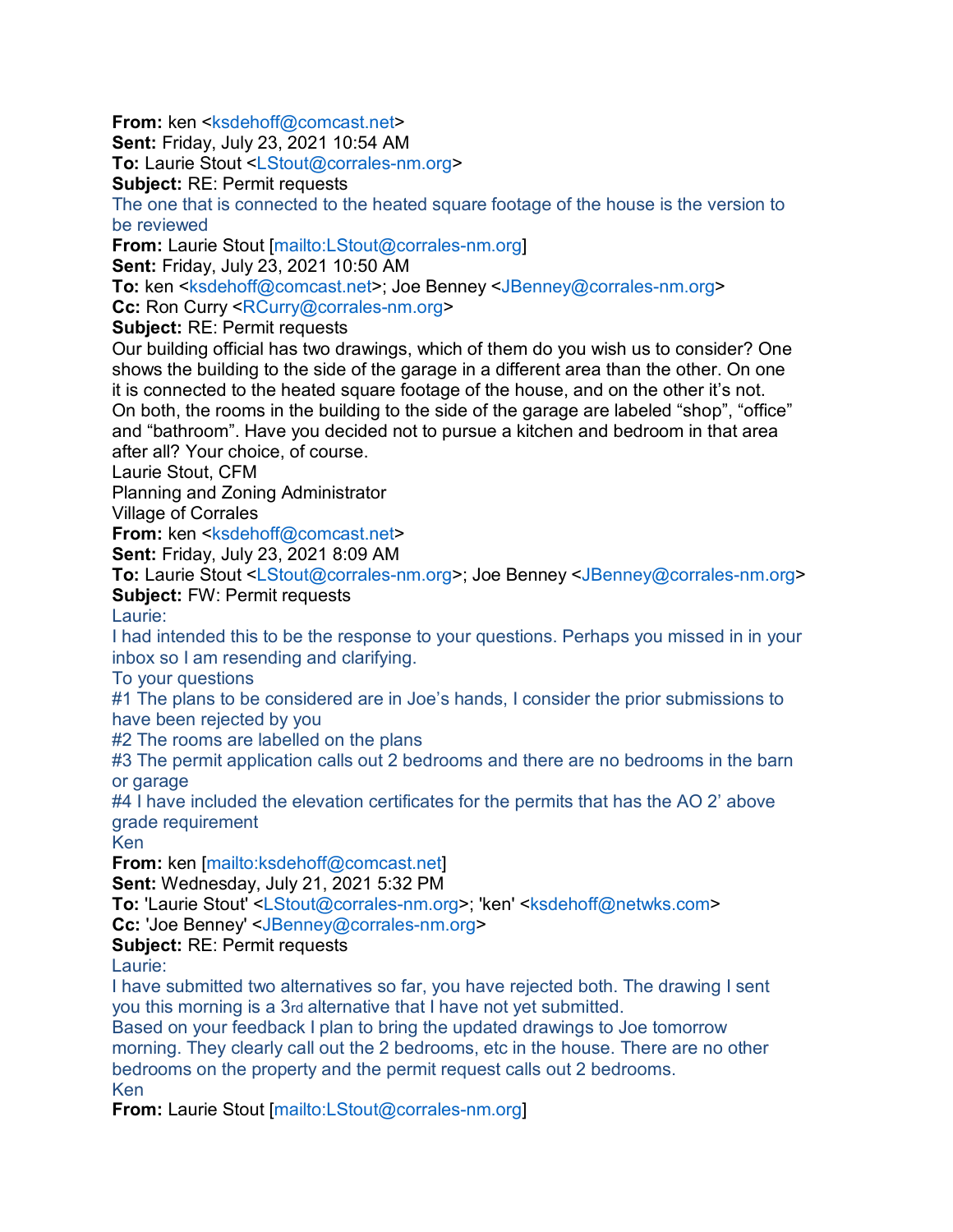**From:** ken <ksdehoff@comcast.net>
**Sent:** Friday, July 23, 2021 10:54 AM
**To:** Laurie Stout <LStout@corrales-nm.org>
**Subject:** RE: Permit requests

The one that is connected to the heated square footage of the house is the version to be reviewed

**From:** Laurie Stout [mailto:LStout@corrales-nm.org]
**Sent:** Friday, July 23, 2021 10:50 AM
**To:** ken <ksdehoff@comcast.net>; Joe Benney <JBenney@corrales-nm.org>
**Cc:** Ron Curry <RCurry@corrales-nm.org>
**Subject:** RE: Permit requests

Our building official has two drawings, which of them do you wish us to consider? One shows the building to the side of the garage in a different area than the other. On one it is connected to the heated square footage of the house, and on the other it's not. On both, the rooms in the building to the side of the garage are labeled "shop", "office" and "bathroom". Have you decided not to pursue a kitchen and bedroom in that area after all? Your choice, of course.

Laurie Stout, CFM
Planning and Zoning Administrator
Village of Corrales

**From:** ken <ksdehoff@comcast.net>
**Sent:** Friday, July 23, 2021 8:09 AM
**To:** Laurie Stout <LStout@corrales-nm.org>; Joe Benney <JBenney@corrales-nm.org>
**Subject:** FW: Permit requests

Laurie:

I had intended this to be the response to your questions. Perhaps you missed in in your inbox so I am resending and clarifying.

To your questions

#1 The plans to be considered are in Joe's hands, I consider the prior submissions to have been rejected by you

#2 The rooms are labelled on the plans

#3 The permit application calls out 2 bedrooms and there are no bedrooms in the barn or garage

#4 I have included the elevation certificates for the permits that has the AO 2' above grade requirement

Ken

**From:** ken [mailto:ksdehoff@comcast.net]
**Sent:** Wednesday, July 21, 2021 5:32 PM
**To:** 'Laurie Stout' <LStout@corrales-nm.org>; 'ken' <ksdehoff@netwks.com>
**Cc:** 'Joe Benney' <JBenney@corrales-nm.org>
**Subject:** RE: Permit requests

Laurie:

I have submitted two alternatives so far, you have rejected both. The drawing I sent you this morning is a 3rd alternative that I have not yet submitted.

Based on your feedback I plan to bring the updated drawings to Joe tomorrow morning. They clearly call out the 2 bedrooms, etc in the house. There are no other bedrooms on the property and the permit request calls out 2 bedrooms.

Ken

**From:** Laurie Stout [mailto:LStout@corrales-nm.org]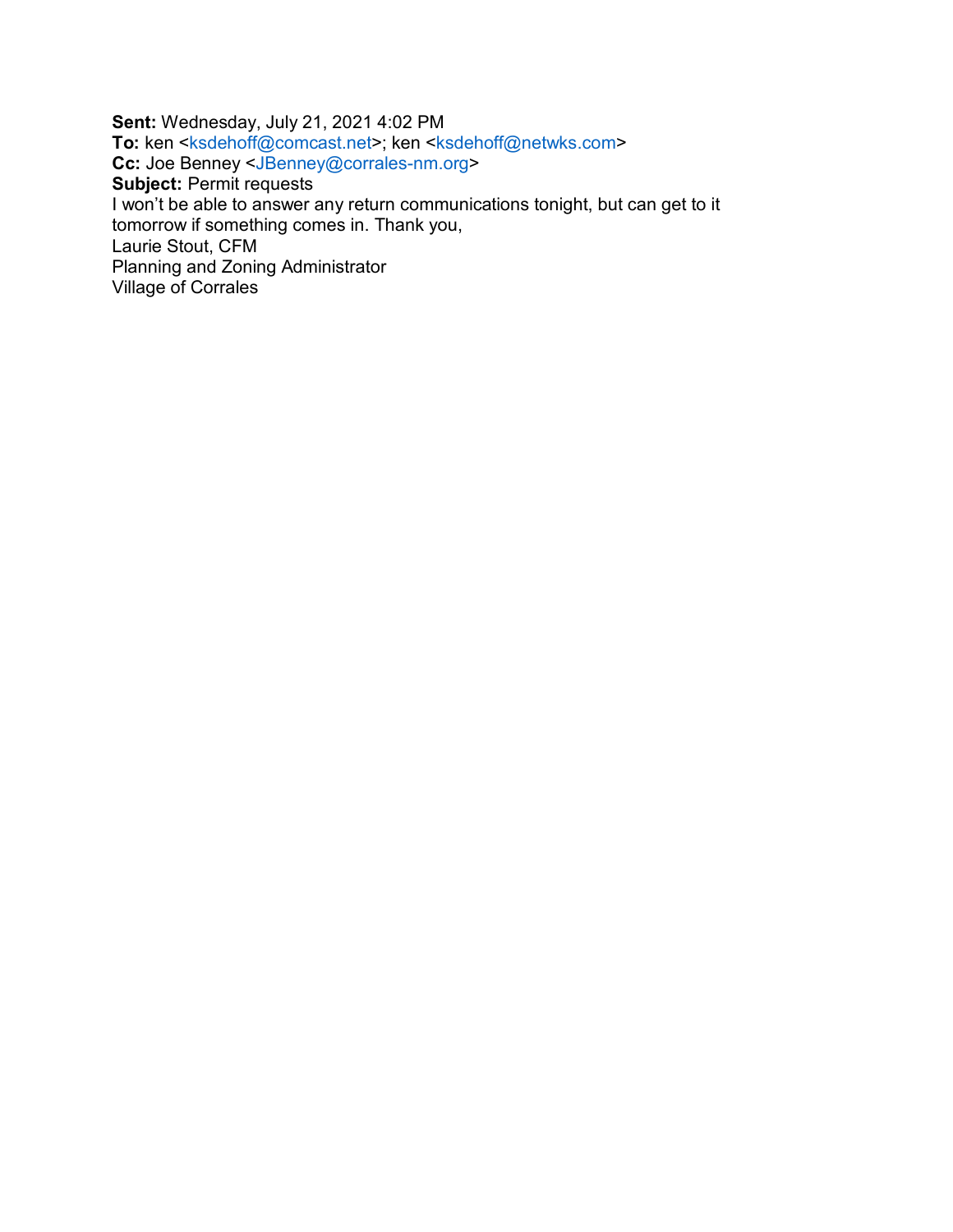**Sent:** Wednesday, July 21, 2021 4:02 PM
**To:** ken <ksdehoff@comcast.net>; ken <ksdehoff@netwks.com>
**Cc:** Joe Benney <JBenney@corrales-nm.org>
**Subject:** Permit requests
I won't be able to answer any return communications tonight, but can get to it tomorrow if something comes in. Thank you,
Laurie Stout, CFM
Planning and Zoning Administrator
Village of Corrales